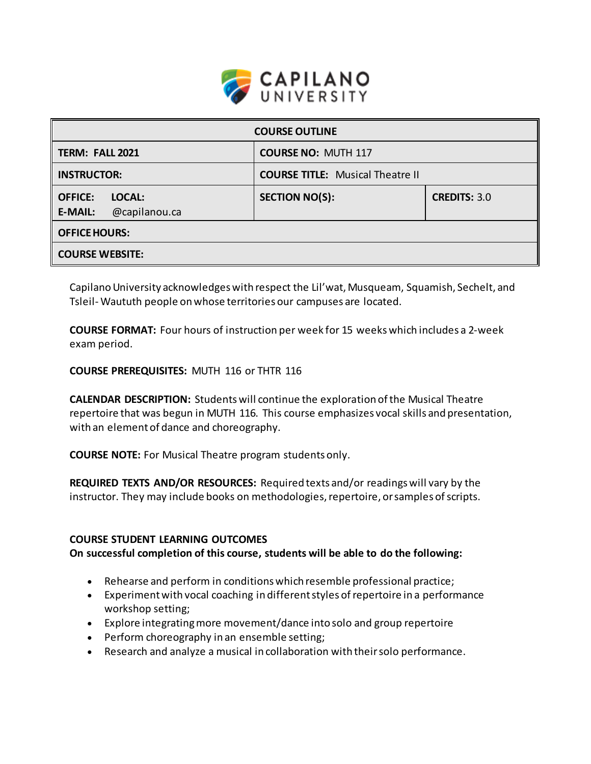CAPILANO UNIVERSITY

| COURSE OUTLINE | | |
|---|---|---|
| **TERM: FALL 2021** | **COURSE NO:** MUTH 117 | |
| **INSTRUCTOR:** | **COURSE TITLE:** Musical Theatre II | |
| **OFFICE:** **LOCAL:** **E-MAIL:** @capilanou.ca | **SECTION NO(S):** | **CREDITS:** 3.0 |
| **OFFICE HOURS:** | | |
| **COURSE WEBSITE:** | | |

Capilano University acknowledges with respect the Lil'wat, Musqueam, Squamish, Sechelt, and Tsleil-Waututh people on whose territories our campuses are located.

**COURSE FORMAT:** Four hours of instruction per week for 15 weeks which includes a 2-week exam period.

**COURSE PREREQUISITES:** MUTH 116 or THTR 116

**CALENDAR DESCRIPTION:** Students will continue the exploration of the Musical Theatre repertoire that was begun in MUTH 116. This course emphasizes vocal skills and presentation, with an element of dance and choreography.

**COURSE NOTE:** For Musical Theatre program students only.

**REQUIRED TEXTS AND/OR RESOURCES:** Required texts and/or readings will vary by the instructor. They may include books on methodologies, repertoire, or samples of scripts.

**COURSE STUDENT LEARNING OUTCOMES**
**On successful completion of this course, students will be able to do the following:**

- Rehearse and perform in conditions which resemble professional practice;
- Experiment with vocal coaching in different styles of repertoire in a performance workshop setting;
- Explore integrating more movement/dance into solo and group repertoire
- Perform choreography in an ensemble setting;
- Research and analyze a musical in collaboration with their solo performance.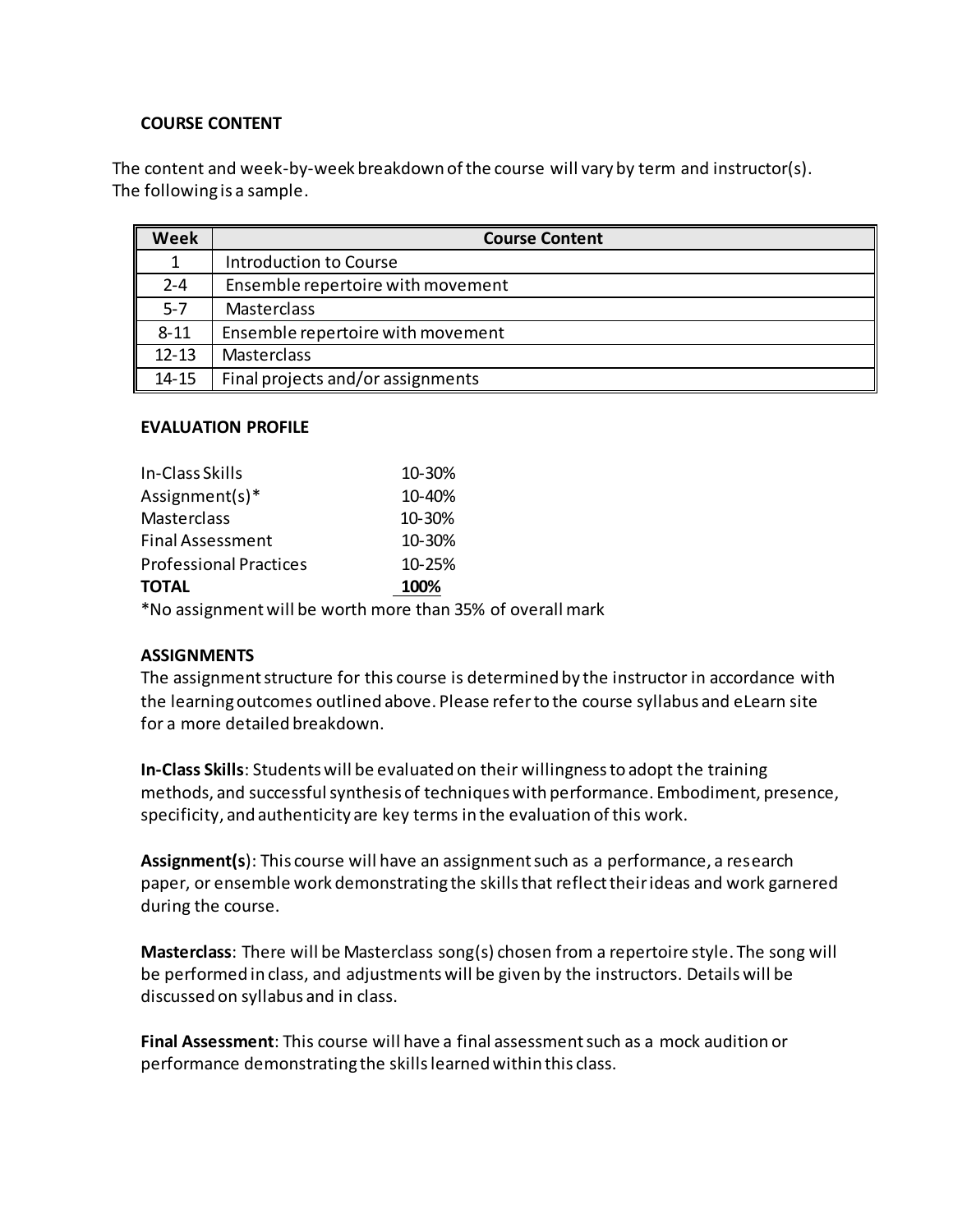### COURSE CONTENT

The content and week-by-week breakdown of the course will vary by term and instructor(s). The following is a sample.

| Week | Course Content |
|---|---|
| 1 | Introduction to Course |
| 2-4 | Ensemble repertoire with movement |
| 5-7 | Masterclass |
| 8-11 | Ensemble repertoire with movement |
| 12-13 | Masterclass |
| 14-15 | Final projects and/or assignments |

### EVALUATION PROFILE

| | |
|---|---|
| In-Class Skills | 10-30% |
| Assignment(s)* | 10-40% |
| Masterclass | 10-30% |
| Final Assessment | 10-30% |
| Professional Practices | 10-25% |
| **TOTAL** | **100%** |

*No assignment will be worth more than 35% of overall mark

### ASSIGNMENTS

The assignment structure for this course is determined by the instructor in accordance with the learning outcomes outlined above. Please refer to the course syllabus and eLearn site for a more detailed breakdown.

**In-Class Skills**: Students will be evaluated on their willingness to adopt the training methods, and successful synthesis of techniques with performance. Embodiment, presence, specificity, and authenticity are key terms in the evaluation of this work.

**Assignment(s**): This course will have an assignment such as a performance, a research paper, or ensemble work demonstrating the skills that reflect their ideas and work garnered during the course.

**Masterclass**: There will be Masterclass song(s) chosen from a repertoire style. The song will be performed in class, and adjustments will be given by the instructors. Details will be discussed on syllabus and in class.

**Final Assessment**: This course will have a final assessment such as a mock audition or performance demonstrating the skills learned within this class.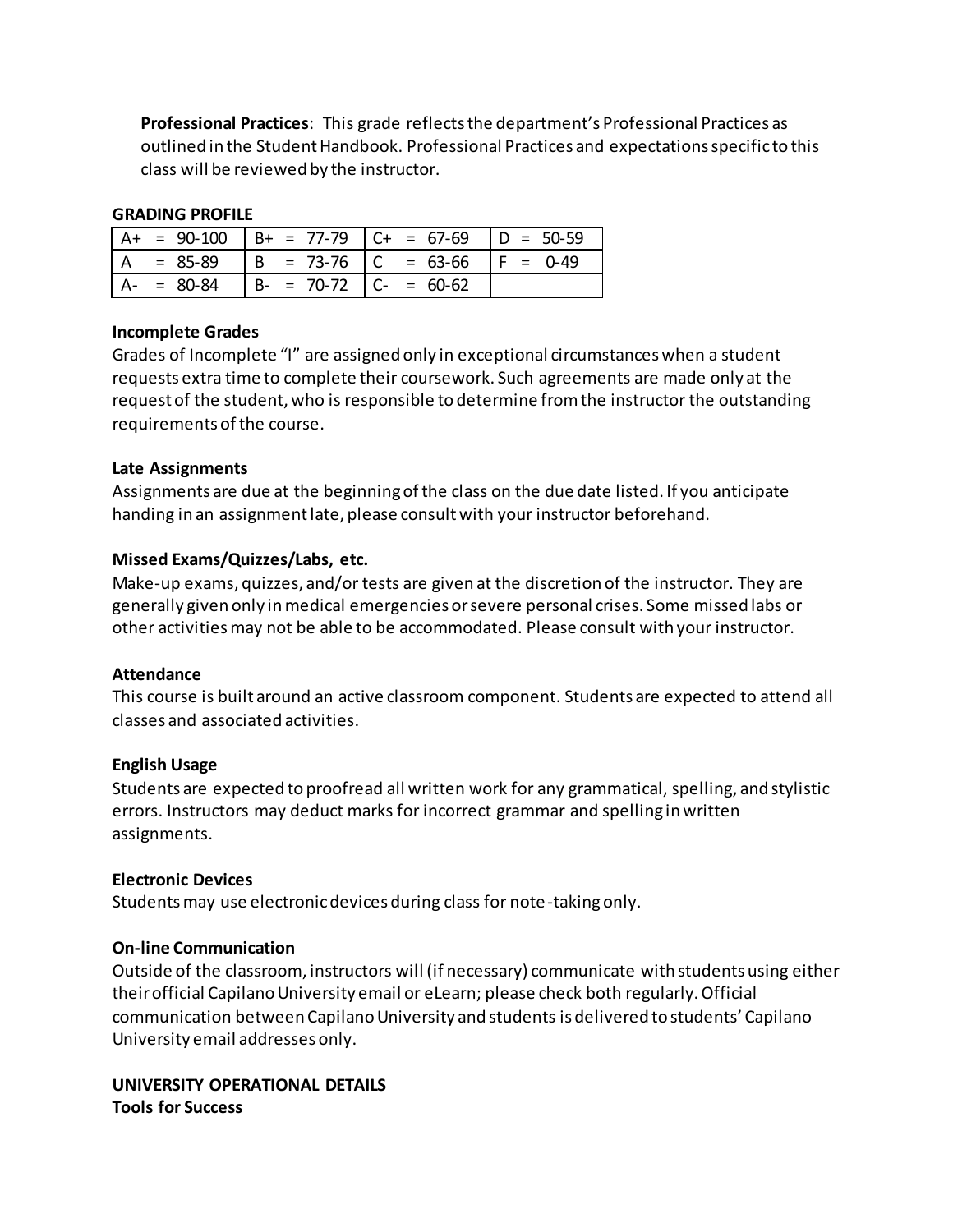**Professional Practices**: This grade reflects the department's Professional Practices as outlined in the Student Handbook. Professional Practices and expectations specific to this class will be reviewed by the instructor.

**GRADING PROFILE**

| | | | |
|---|---|---|---|
| A+ = 90-100 | B+ = 77-79 | C+ = 67-69 | D = 50-59 |
| A = 85-89 | B = 73-76 | C = 63-66 | F = 0-49 |
| A- = 80-84 | B- = 70-72 | C- = 60-62 | |

**Incomplete Grades**

Grades of Incomplete "I" are assigned only in exceptional circumstances when a student requests extra time to complete their coursework. Such agreements are made only at the request of the student, who is responsible to determine from the instructor the outstanding requirements of the course.

**Late Assignments**

Assignments are due at the beginning of the class on the due date listed. If you anticipate handing in an assignment late, please consult with your instructor beforehand.

**Missed Exams/Quizzes/Labs, etc.**

Make-up exams, quizzes, and/or tests are given at the discretion of the instructor. They are generally given only in medical emergencies or severe personal crises. Some missed labs or other activities may not be able to be accommodated. Please consult with your instructor.

**Attendance**

This course is built around an active classroom component. Students are expected to attend all classes and associated activities.

**English Usage**

Students are expected to proofread all written work for any grammatical, spelling, and stylistic errors. Instructors may deduct marks for incorrect grammar and spelling in written assignments.

**Electronic Devices**

Students may use electronic devices during class for note-taking only.

**On-line Communication**

Outside of the classroom, instructors will (if necessary) communicate with students using either their official Capilano University email or eLearn; please check both regularly. Official communication between Capilano University and students is delivered to students' Capilano University email addresses only.

**UNIVERSITY OPERATIONAL DETAILS**

**Tools for Success**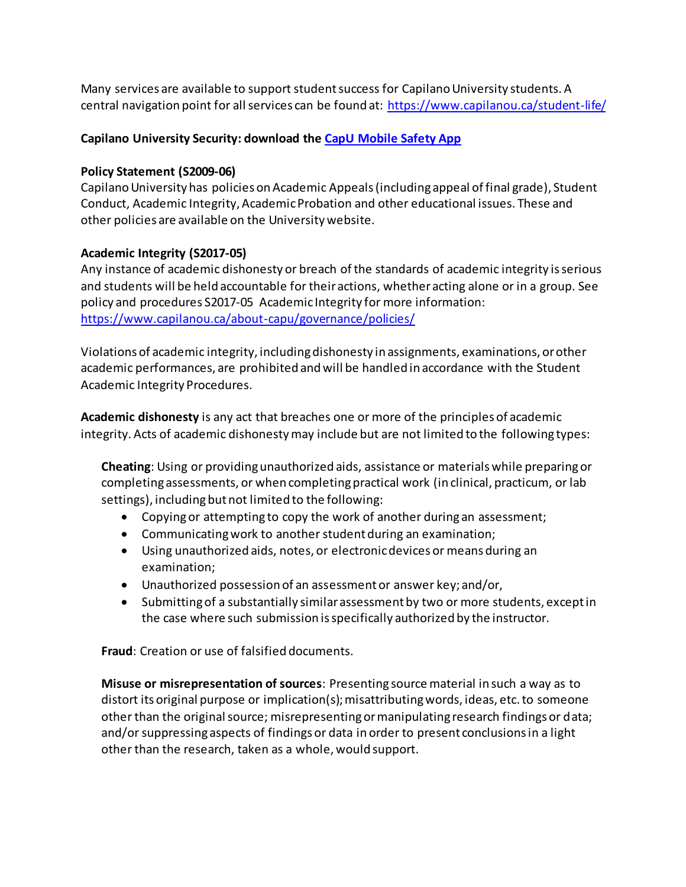Many services are available to support student success for Capilano University students. A central navigation point for all services can be found at: [https://www.capilanou.ca/student-life/](https://www.capilanou.ca/student-life/)

**Capilano University Security: download the [CapU Mobile Safety App](#)**

**Policy Statement (S2009-06)**
Capilano University has policies on Academic Appeals (including appeal of final grade), Student Conduct, Academic Integrity, Academic Probation and other educational issues. These and other policies are available on the University website.

**Academic Integrity (S2017-05)**
Any instance of academic dishonesty or breach of the standards of academic integrity is serious and students will be held accountable for their actions, whether acting alone or in a group. See policy and procedures S2017-05 Academic Integrity for more information: [https://www.capilanou.ca/about-capu/governance/policies/](https://www.capilanou.ca/about-capu/governance/policies/)

Violations of academic integrity, including dishonesty in assignments, examinations, or other academic performances, are prohibited and will be handled in accordance with the Student Academic Integrity Procedures.

**Academic dishonesty** is any act that breaches one or more of the principles of academic integrity. Acts of academic dishonesty may include but are not limited to the following types:

**Cheating**: Using or providing unauthorized aids, assistance or materials while preparing or completing assessments, or when completing practical work (in clinical, practicum, or lab settings), including but not limited to the following:

- Copying or attempting to copy the work of another during an assessment;
- Communicating work to another student during an examination;
- Using unauthorized aids, notes, or electronic devices or means during an examination;
- Unauthorized possession of an assessment or answer key; and/or,
- Submitting of a substantially similar assessment by two or more students, except in the case where such submission is specifically authorized by the instructor.

**Fraud**: Creation or use of falsified documents.

**Misuse or misrepresentation of sources**: Presenting source material in such a way as to distort its original purpose or implication(s); misattributing words, ideas, etc. to someone other than the original source; misrepresenting or manipulating research findings or data; and/or suppressing aspects of findings or data in order to present conclusions in a light other than the research, taken as a whole, would support.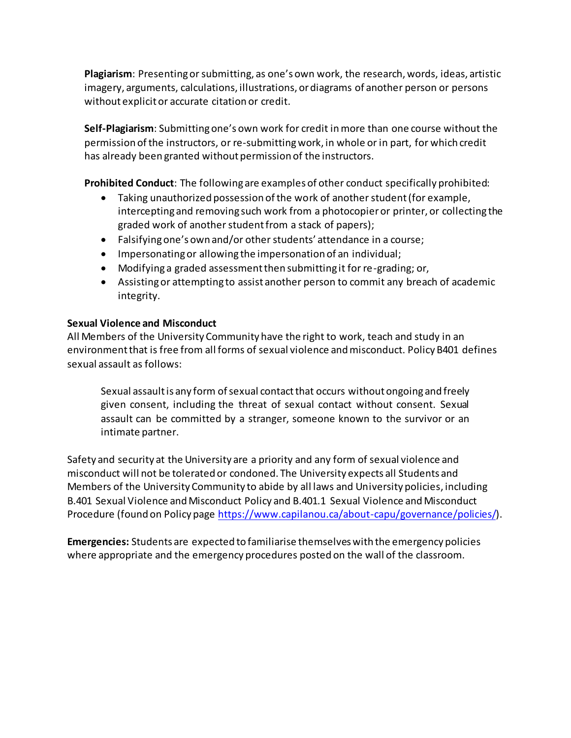**Plagiarism**: Presenting or submitting, as one's own work, the research, words, ideas, artistic imagery, arguments, calculations, illustrations, or diagrams of another person or persons without explicit or accurate citation or credit.

**Self-Plagiarism**: Submitting one's own work for credit in more than one course without the permission of the instructors, or re-submitting work, in whole or in part, for which credit has already been granted without permission of the instructors.

**Prohibited Conduct**: The following are examples of other conduct specifically prohibited:

- Taking unauthorized possession of the work of another student (for example, intercepting and removing such work from a photocopier or printer, or collecting the graded work of another student from a stack of papers);
- Falsifying one's own and/or other students' attendance in a course;
- Impersonating or allowing the impersonation of an individual;
- Modifying a graded assessment then submitting it for re-grading; or,
- Assisting or attempting to assist another person to commit any breach of academic integrity.

**Sexual Violence and Misconduct**

All Members of the University Community have the right to work, teach and study in an environment that is free from all forms of sexual violence and misconduct. Policy B401 defines sexual assault as follows:

> Sexual assault is any form of sexual contact that occurs without ongoing and freely given consent, including the threat of sexual contact without consent. Sexual assault can be committed by a stranger, someone known to the survivor or an intimate partner.

Safety and security at the University are a priority and any form of sexual violence and misconduct will not be tolerated or condoned. The University expects all Students and Members of the University Community to abide by all laws and University policies, including B.401 Sexual Violence and Misconduct Policy and B.401.1 Sexual Violence and Misconduct Procedure (found on Policy page https://www.capilanou.ca/about-capu/governance/policies/).

**Emergencies:** Students are expected to familiarise themselves with the emergency policies where appropriate and the emergency procedures posted on the wall of the classroom.